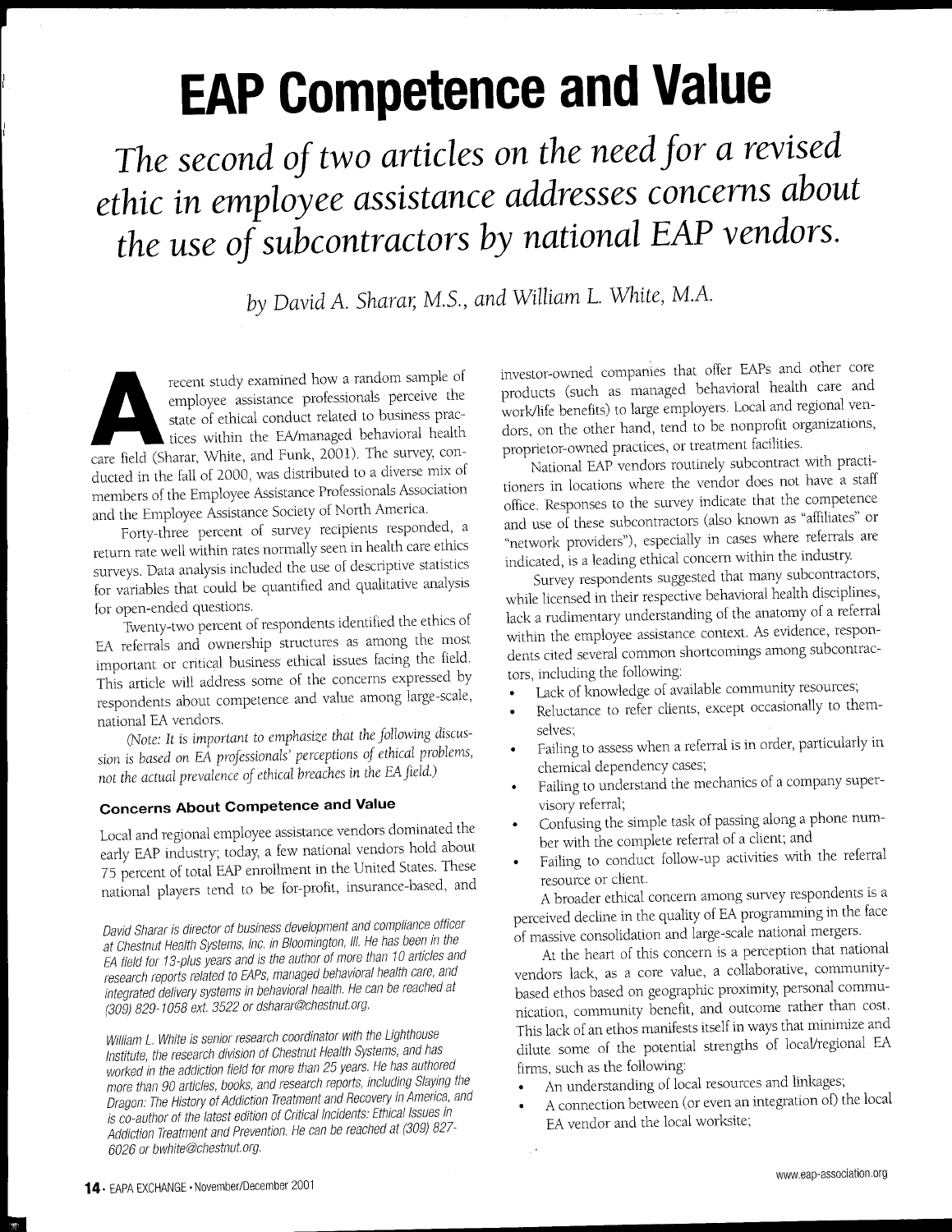# EAP Competence and Value

*The second of two articles on the need for a revised ethic in employee assistance addresses concerns about the use of subcontractors by national EAP vendors.*

*by David A. Sharar, M.S., and William L. White, M.A.*

A recent study examined how a random sample of employee assistance professionals perceive the state of ethical conduct related to business practices within the EA/managed behavioral health care field (Sharar, White, and Funk, 2001). The survey, conducted in the fall of 2000, was distributed to a diverse mix of members of the Employee Assistance Professionals Association and the Employee Assistance Society of North America.

Forty-three percent of survey recipients responded, a return rate well within rates normally seen in health care ethics surveys. Data analysis included the use of descriptive statistics for variables that could be quantified and qualitative analysis for open-ended questions.

Twenty-two percent of respondents identified the ethics of EA referrals and ownership structures as among the most important or critical business ethical issues facing the field. This article will address some of the concerns expressed by respondents about competence and value among large-scale, national EA vendors.

*(Note: It is important to emphasize that the following discussion is based on EA professionals' perceptions of ethical problems, not the actual prevalence of ethical breaches in the EA field.)*

### Concerns About Competence and Value

Local and regional employee assistance vendors dominated the early EAP industry; today, a few national vendors hold about 75 percent of total EAP enrollment in the United States. These national players tend to be for-profit, insurance-based, and investor-owned companies that offer EAPs and other core products (such as managed behavioral health care and work/life benefits) to large employers. Local and regional vendors, on the other hand, tend to be nonprofit organizations, proprietor-owned practices, or treatment facilities.

National EAP vendors routinely subcontract with practitioners in locations where the vendor does not have a staff office. Responses to the survey indicate that the competence and use of these subcontractors (also known as "affiliates" or "network providers"), especially in cases where referrals are indicated, is a leading ethical concern within the industry.

Survey respondents suggested that many subcontractors, while licensed in their respective behavioral health disciplines, lack a rudimentary understanding of the anatomy of a referral within the employee assistance context. As evidence, respondents cited several common shortcomings among subcontractors, including the following:

- Lack of knowledge of available community resources;
- Reluctance to refer clients, except occasionally to themselves;
- Failing to assess when a referral is in order, particularly in chemical dependency cases;
- Failing to understand the mechanics of a company supervisory referral;
- Confusing the simple task of passing along a phone number with the complete referral of a client; and
- Failing to conduct follow-up activities with the referral resource or client.

A broader ethical concern among survey respondents is a perceived decline in the quality of EA programming in the face of massive consolidation and large-scale national mergers.

At the heart of this concern is a perception that national vendors lack, as a core value, a collaborative, community-based ethos based on geographic proximity, personal communication, community benefit, and outcome rather than cost. This lack of an ethos manifests itself in ways that minimize and dilute some of the potential strengths of local/regional EA firms, such as the following:

- An understanding of local resources and linkages;
- A connection between (or even an integration of) the local EA vendor and the local worksite;

*David Sharar is director of business development and compliance officer at Chestnut Health Systems, Inc. in Bloomington, Ill. He has been in the EA field for 13-plus years and is the author of more than 10 articles and research reports related to EAPs, managed behavioral health care, and integrated delivery systems in behavioral health. He can be reached at (309) 829-1058 ext. 3522 or dsharar@chestnut.org.*

*William L. White is senior research coordinator with the Lighthouse Institute, the research division of Chestnut Health Systems, and has worked in the addiction field for more than 25 years. He has authored more than 90 articles, books, and research reports, including Slaying the Dragon: The History of Addiction Treatment and Recovery in America, and is co-author of the latest edition of Critical Incidents: Ethical Issues in Addiction Treatment and Prevention. He can be reached at (309) 827-6026 or bwhite@chestnut.org.*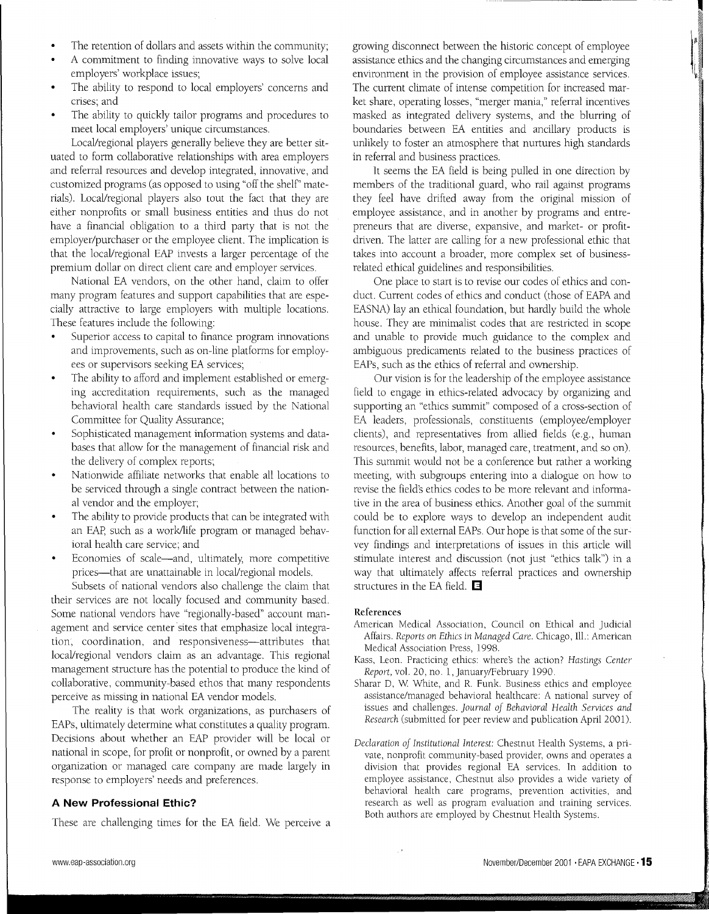- The retention of dollars and assets within the community;
- A commitment to finding innovative ways to solve local employers' workplace issues;
- The ability to respond to local employers' concerns and crises; and
- The ability to quickly tailor programs and procedures to meet local employers' unique circumstances.

Local/regional players generally believe they are better situated to form collaborative relationships with area employers and referral resources and develop integrated, innovative, and customized programs (as opposed to using "off the shelf" materials). Local/regional players also tout the fact that they are either nonprofits or small business entities and thus do not have a financial obligation to a third party that is not the employer/purchaser or the employee client. The implication is that the local/regional EAP invests a larger percentage of the premium dollar on direct client care and employer services.

National EA vendors, on the other hand, claim to offer many program features and support capabilities that are especially attractive to large employers with multiple locations. These features include the following:

- Superior access to capital to finance program innovations and improvements, such as on-line platforms for employees or supervisors seeking EA services;
- The ability to afford and implement established or emerging accreditation requirements, such as the managed behavioral health care standards issued by the National Committee for Quality Assurance;
- Sophisticated management information systems and databases that allow for the management of financial risk and the delivery of complex reports;
- Nationwide affiliate networks that enable all locations to be serviced through a single contract between the national vendor and the employer;
- The ability to provide products that can be integrated with an EAP, such as a work/life program or managed behavioral health care service; and
- Economies of scale—and, ultimately, more competitive prices—that are unattainable in local/regional models.

Subsets of national vendors also challenge the claim that their services are not locally focused and community based. Some national vendors have "regionally-based" account management and service center sites that emphasize local integration, coordination, and responsiveness—attributes that local/regional vendors claim as an advantage. This regional management structure has the potential to produce the kind of collaborative, community-based ethos that many respondents perceive as missing in national EA vendor models.

The reality is that work organizations, as purchasers of EAPs, ultimately determine what constitutes a quality program. Decisions about whether an EAP provider will be local or national in scope, for profit or nonprofit, or owned by a parent organization or managed care company are made largely in response to employers' needs and preferences.

## A New Professional Ethic?

These are challenging times for the EA field. We perceive a growing disconnect between the historic concept of employee assistance ethics and the changing circumstances and emerging environment in the provision of employee assistance services. The current climate of intense competition for increased market share, operating losses, "merger mania," referral incentives masked as integrated delivery systems, and the blurring of boundaries between EA entities and ancillary products is unlikely to foster an atmosphere that nurtures high standards in referral and business practices.

It seems the EA field is being pulled in one direction by members of the traditional guard, who rail against programs they feel have drifted away from the original mission of employee assistance, and in another by programs and entrepreneurs that are diverse, expansive, and market- or profit-driven. The latter are calling for a new professional ethic that takes into account a broader, more complex set of business-related ethical guidelines and responsibilities.

One place to start is to revise our codes of ethics and conduct. Current codes of ethics and conduct (those of EAPA and EASNA) lay an ethical foundation, but hardly build the whole house. They are minimalist codes that are restricted in scope and unable to provide much guidance to the complex and ambiguous predicaments related to the business practices of EAPs, such as the ethics of referral and ownership.

Our vision is for the leadership of the employee assistance field to engage in ethics-related advocacy by organizing and supporting an "ethics summit" composed of a cross-section of EA leaders, professionals, constituents (employee/employer clients), and representatives from allied fields (e.g., human resources, benefits, labor, managed care, treatment, and so on). This summit would not be a conference but rather a working meeting, with subgroups entering into a dialogue on how to revise the field's ethics codes to be more relevant and informative in the area of business ethics. Another goal of the summit could be to explore ways to develop an independent audit function for all external EAPs. Our hope is that some of the survey findings and interpretations of issues in this article will stimulate interest and discussion (not just "ethics talk") in a way that ultimately affects referral practices and ownership structures in the EA field.

### References

American Medical Association, Council on Ethical and Judicial Affairs. *Reports on Ethics in Managed Care*. Chicago, Ill.: American Medical Association Press, 1998.

Kass, Leon. Practicing ethics: where's the action? *Hastings Center Report*, vol. 20, no. 1, January/February 1990.

Sharar D, W. White, and R. Funk. Business ethics and employee assistance/managed behavioral healthcare: A national survey of issues and challenges. *Journal of Behavioral Health Services and Research* (submitted for peer review and publication April 2001).

*Declaration of Institutional Interest:* Chestnut Health Systems, a private, nonprofit community-based provider, owns and operates a division that provides regional EA services. In addition to employee assistance, Chestnut also provides a wide variety of behavioral health care programs, prevention activities, and research as well as program evaluation and training services. Both authors are employed by Chestnut Health Systems.